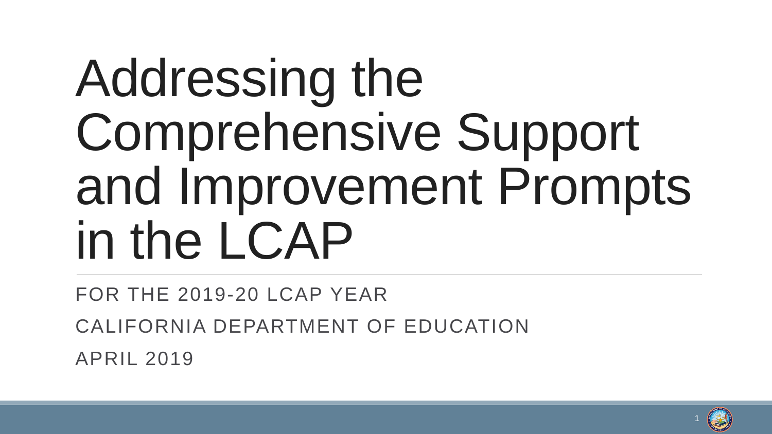# Addressing the Comprehensive Support and Improvement Prompts in the LCAP

FOR THE 2019-20 LCAP YEAR

CALIFORNIA DEPARTMENT OF EDUCATION

APRIL 2019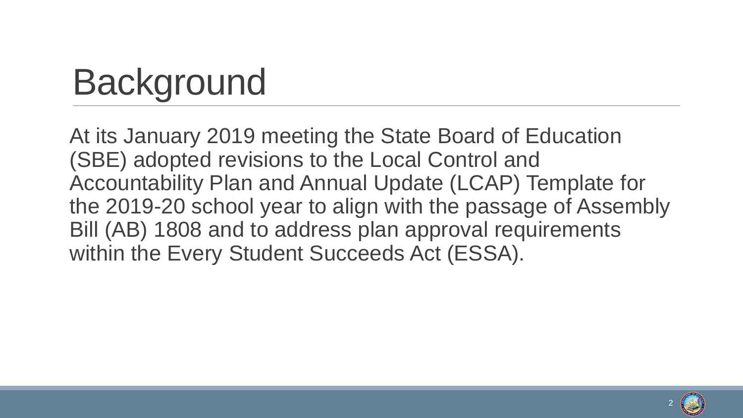# Background

At its January 2019 meeting the State Board of Education (SBE) adopted revisions to the Local Control and Accountability Plan and Annual Update (LCAP) Template for the 2019-20 school year to align with the passage of Assembly Bill (AB) 1808 and to address plan approval requirements within the Every Student Succeeds Act (ESSA).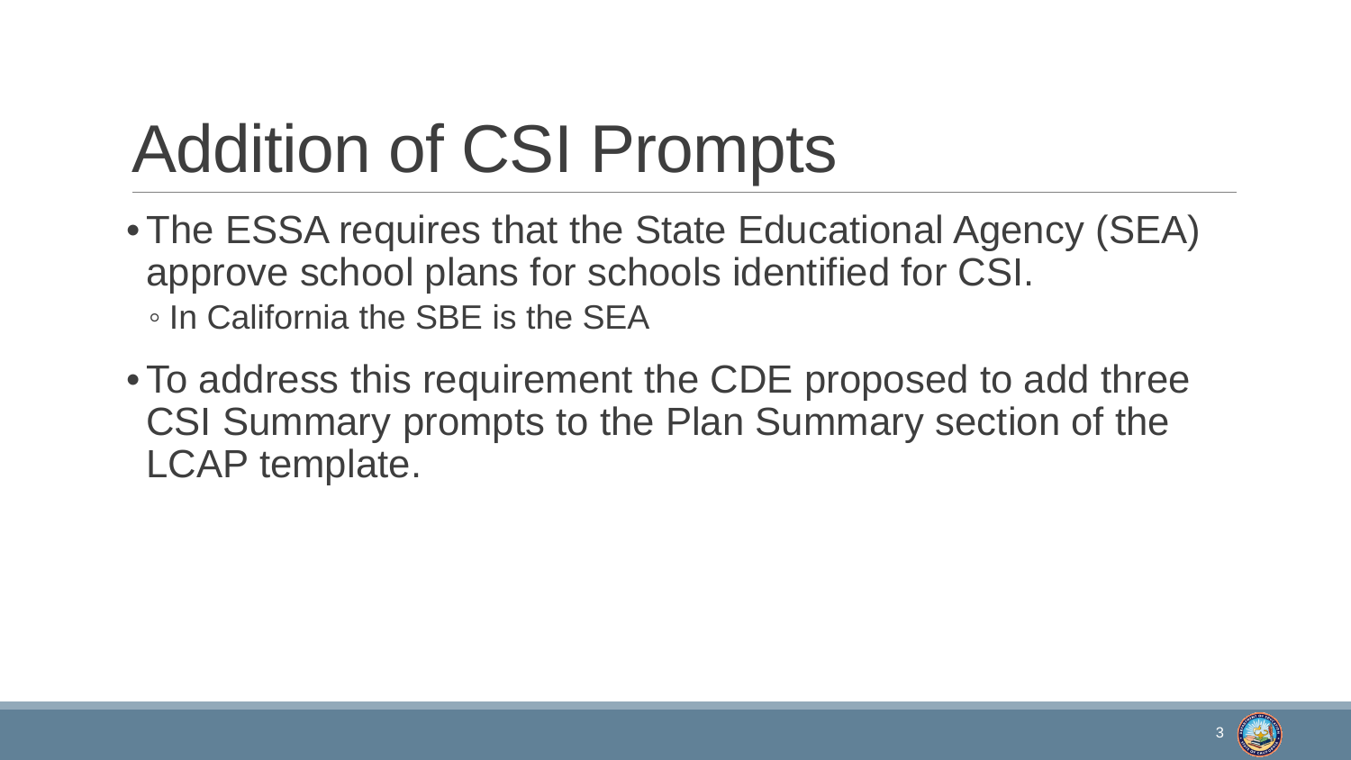# Addition of CSI Prompts

- The ESSA requires that the State Educational Agency (SEA) approve school plans for schools identified for CSI.
  - In California the SBE is the SEA
- To address this requirement the CDE proposed to add three CSI Summary prompts to the Plan Summary section of the LCAP template.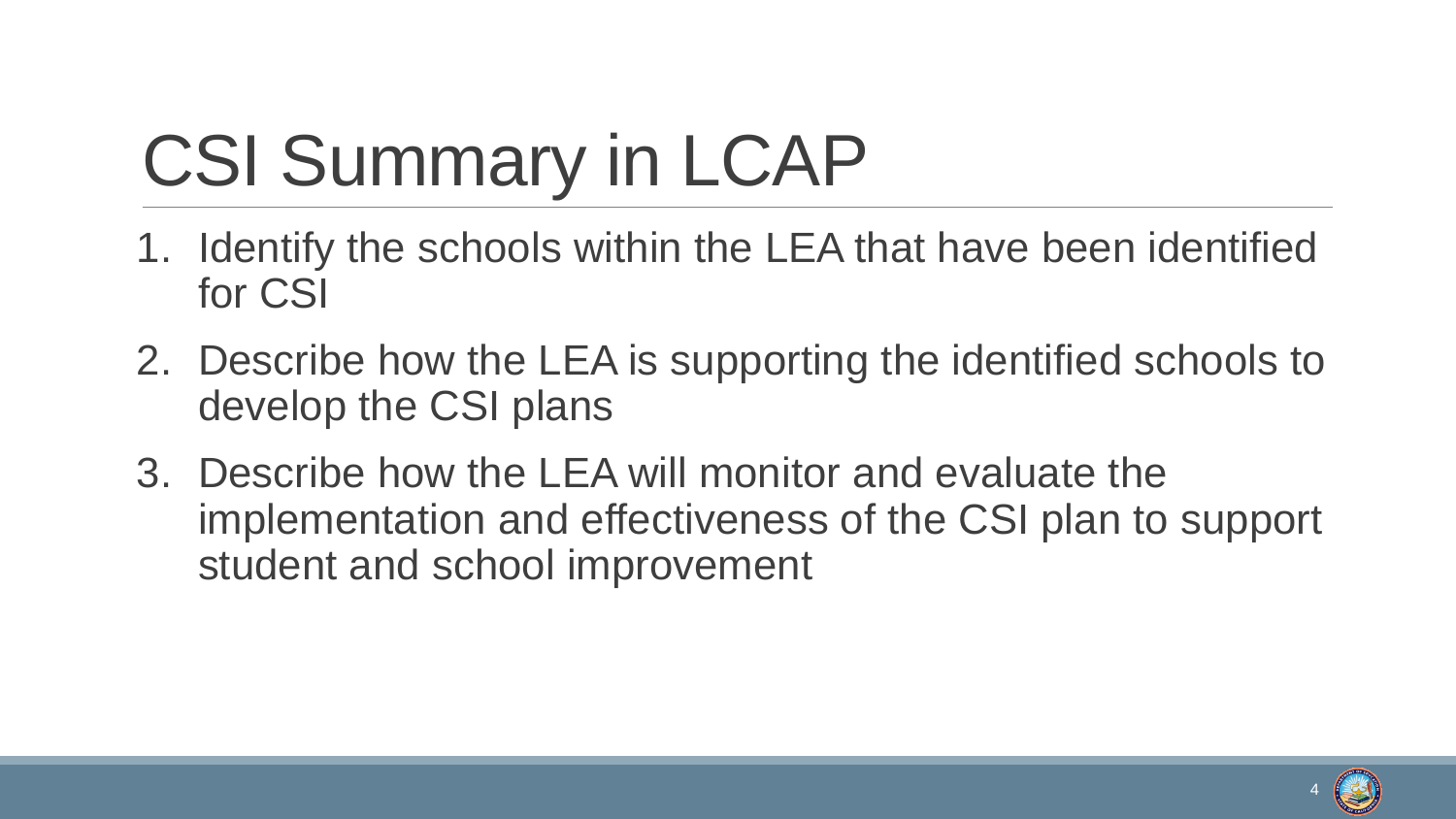# CSI Summary in LCAP

1. Identify the schools within the LEA that have been identified for CSI
2. Describe how the LEA is supporting the identified schools to develop the CSI plans
3. Describe how the LEA will monitor and evaluate the implementation and effectiveness of the CSI plan to support student and school improvement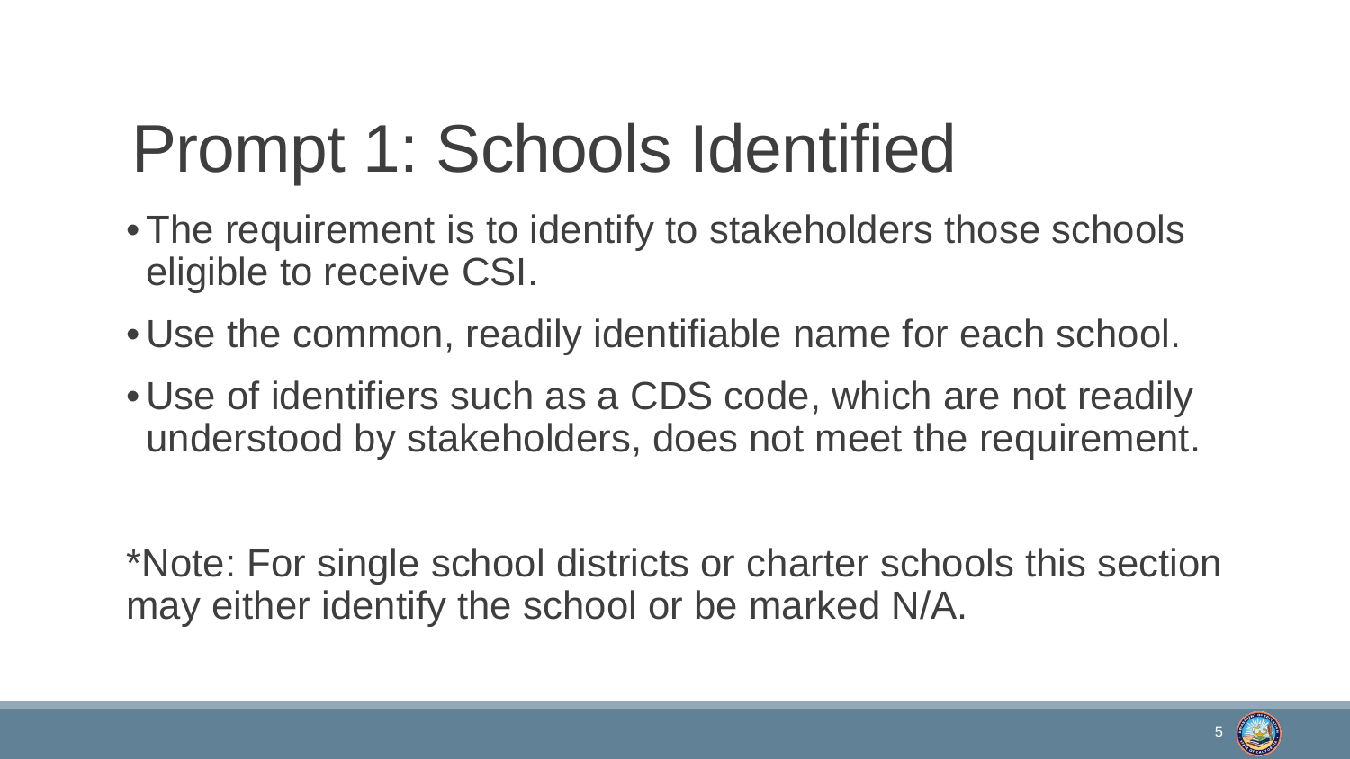# Prompt 1: Schools Identified

- The requirement is to identify to stakeholders those schools eligible to receive CSI.
- Use the common, readily identifiable name for each school.
- Use of identifiers such as a CDS code, which are not readily understood by stakeholders, does not meet the requirement.

*Note: For single school districts or charter schools this section may either identify the school or be marked N/A.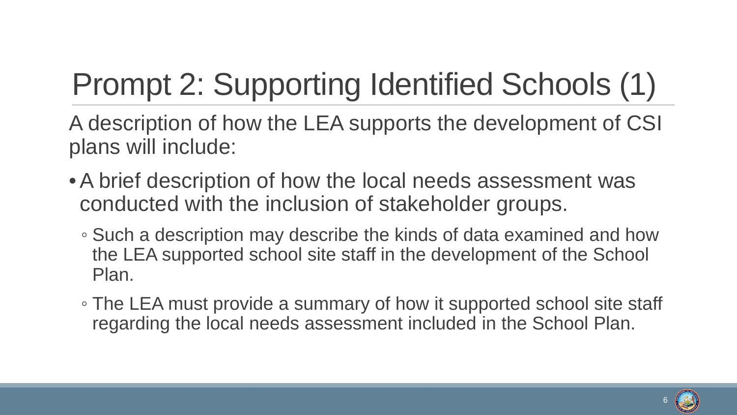# Prompt 2: Supporting Identified Schools (1)

A description of how the LEA supports the development of CSI plans will include:

- A brief description of how the local needs assessment was conducted with the inclusion of stakeholder groups.
  - Such a description may describe the kinds of data examined and how the LEA supported school site staff in the development of the School Plan.
  - The LEA must provide a summary of how it supported school site staff regarding the local needs assessment included in the School Plan.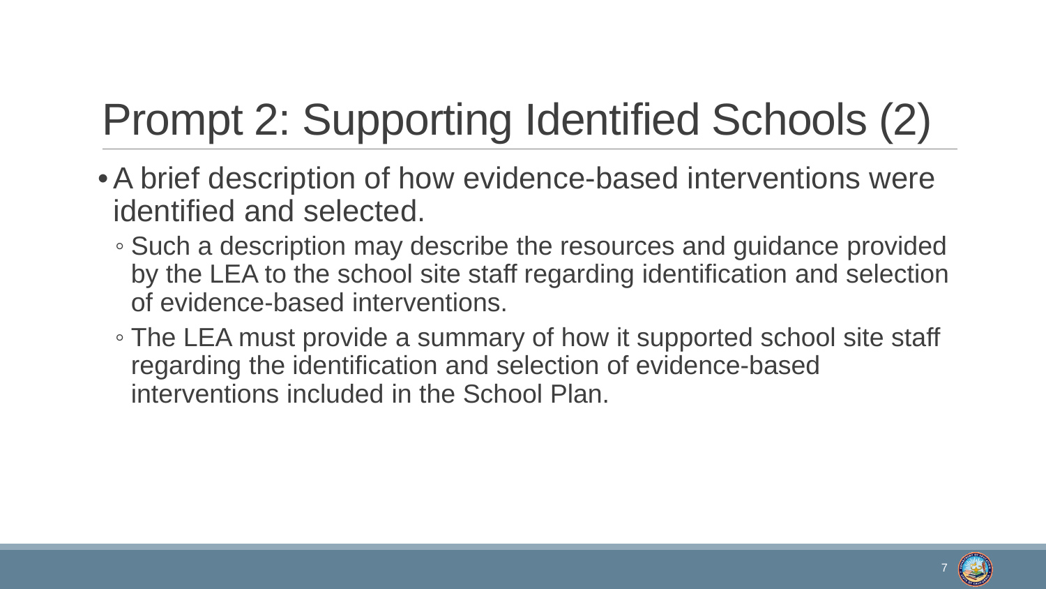# Prompt 2: Supporting Identified Schools (2)

- A brief description of how evidence-based interventions were identified and selected.
  - Such a description may describe the resources and guidance provided by the LEA to the school site staff regarding identification and selection of evidence-based interventions.
  - The LEA must provide a summary of how it supported school site staff regarding the identification and selection of evidence-based interventions included in the School Plan.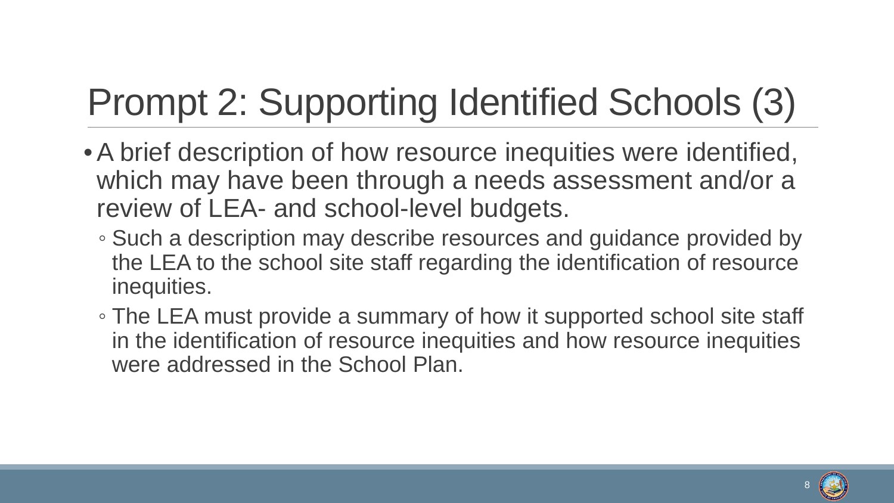# Prompt 2: Supporting Identified Schools (3)

- A brief description of how resource inequities were identified, which may have been through a needs assessment and/or a review of LEA- and school-level budgets.
  - Such a description may describe resources and guidance provided by the LEA to the school site staff regarding the identification of resource inequities.
  - The LEA must provide a summary of how it supported school site staff in the identification of resource inequities and how resource inequities were addressed in the School Plan.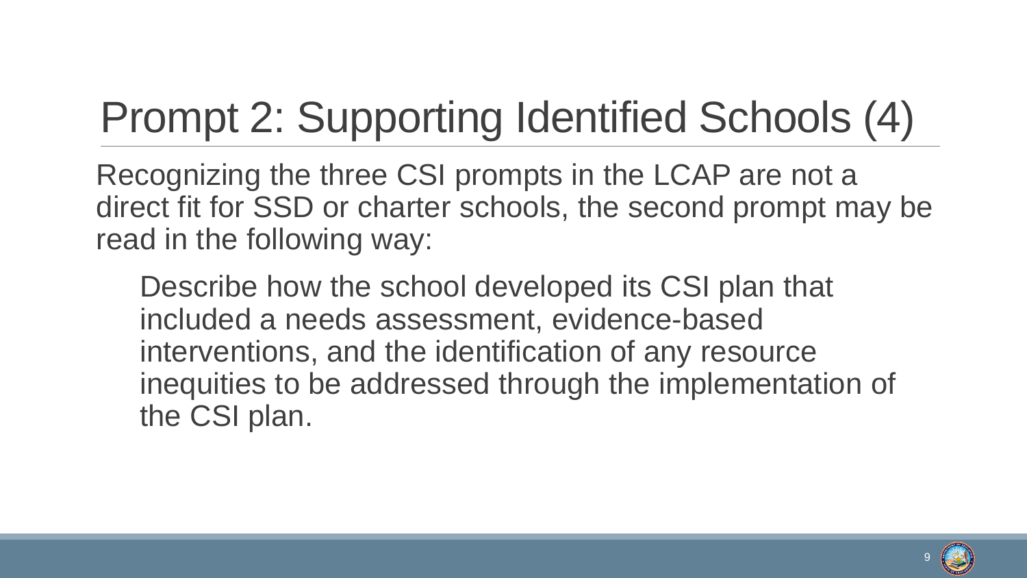# Prompt 2: Supporting Identified Schools (4)

Recognizing the three CSI prompts in the LCAP are not a direct fit for SSD or charter schools, the second prompt may be read in the following way:

> Describe how the school developed its CSI plan that included a needs assessment, evidence-based interventions, and the identification of any resource inequities to be addressed through the implementation of the CSI plan.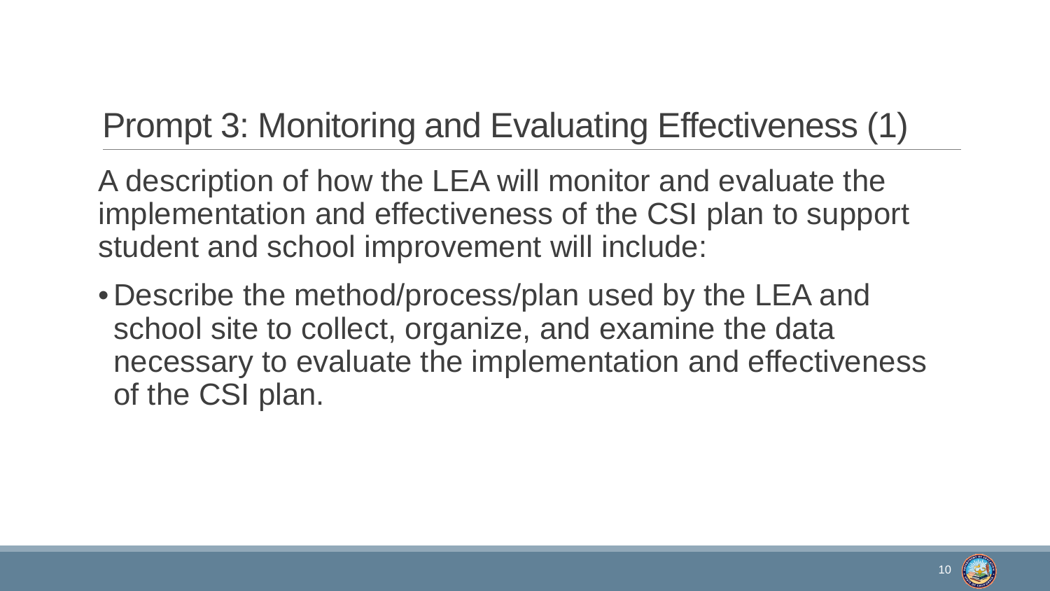# Prompt 3: Monitoring and Evaluating Effectiveness (1)

A description of how the LEA will monitor and evaluate the implementation and effectiveness of the CSI plan to support student and school improvement will include:

- Describe the method/process/plan used by the LEA and school site to collect, organize, and examine the data necessary to evaluate the implementation and effectiveness of the CSI plan.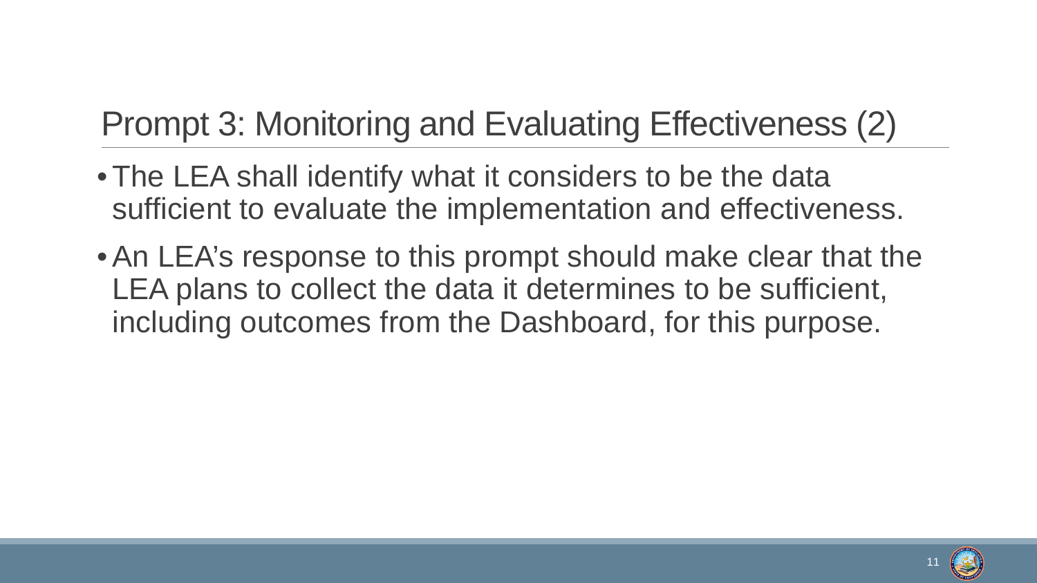# Prompt 3: Monitoring and Evaluating Effectiveness (2)

- The LEA shall identify what it considers to be the data sufficient to evaluate the implementation and effectiveness.
- An LEA's response to this prompt should make clear that the LEA plans to collect the data it determines to be sufficient, including outcomes from the Dashboard, for this purpose.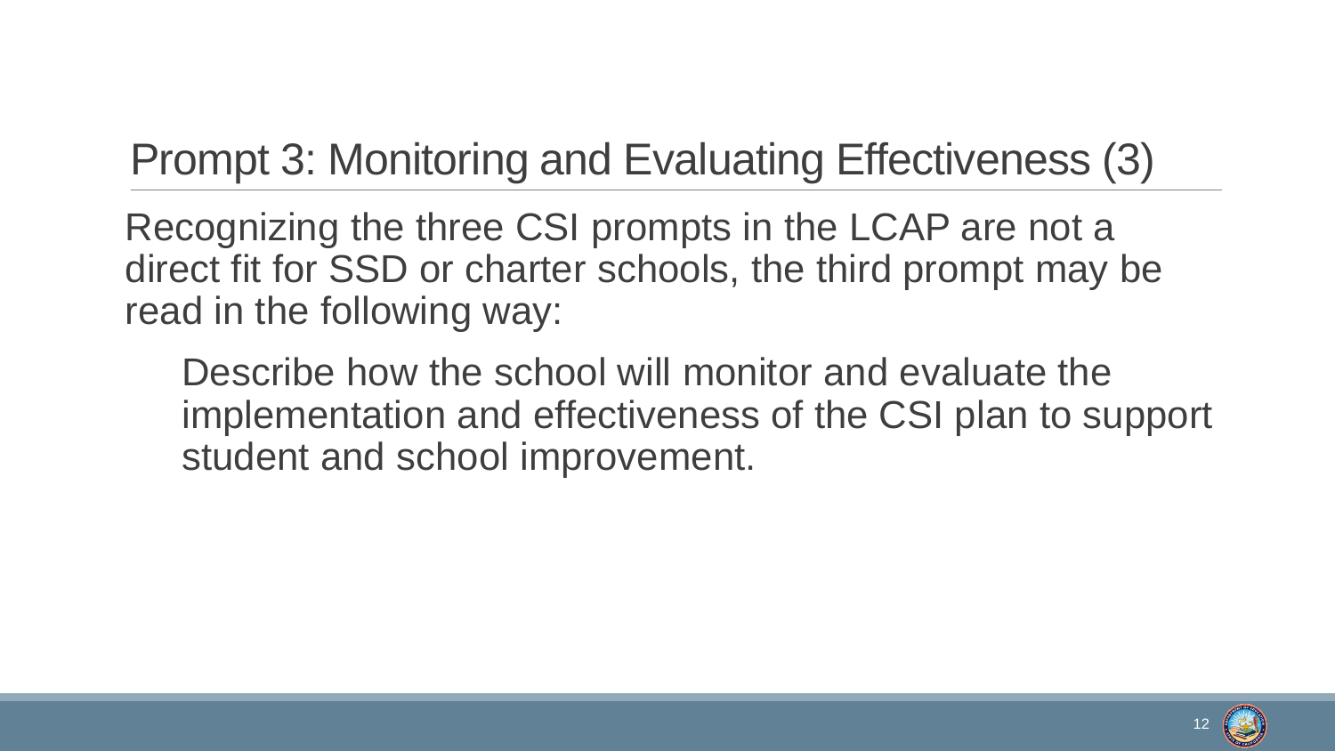# Prompt 3: Monitoring and Evaluating Effectiveness (3)

Recognizing the three CSI prompts in the LCAP are not a direct fit for SSD or charter schools, the third prompt may be read in the following way:

> Describe how the school will monitor and evaluate the implementation and effectiveness of the CSI plan to support student and school improvement.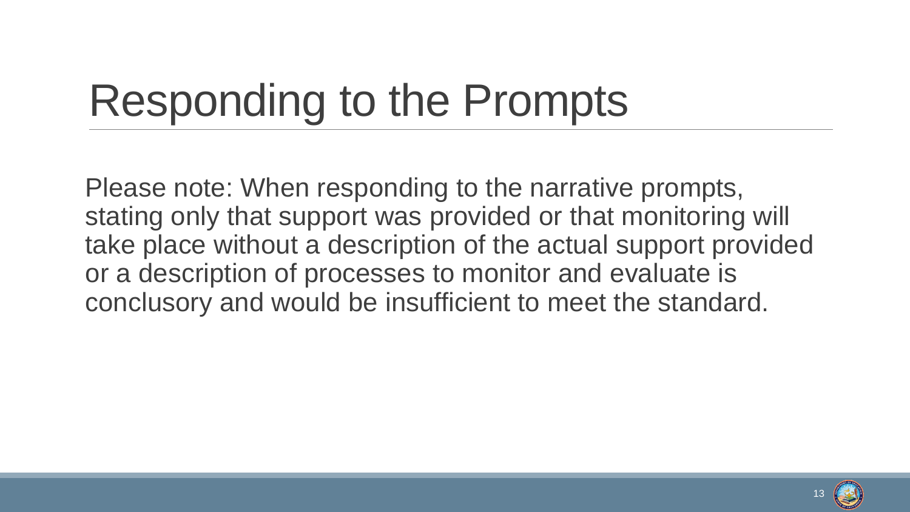# Responding to the Prompts

Please note: When responding to the narrative prompts, stating only that support was provided or that monitoring will take place without a description of the actual support provided or a description of processes to monitor and evaluate is conclusory and would be insufficient to meet the standard.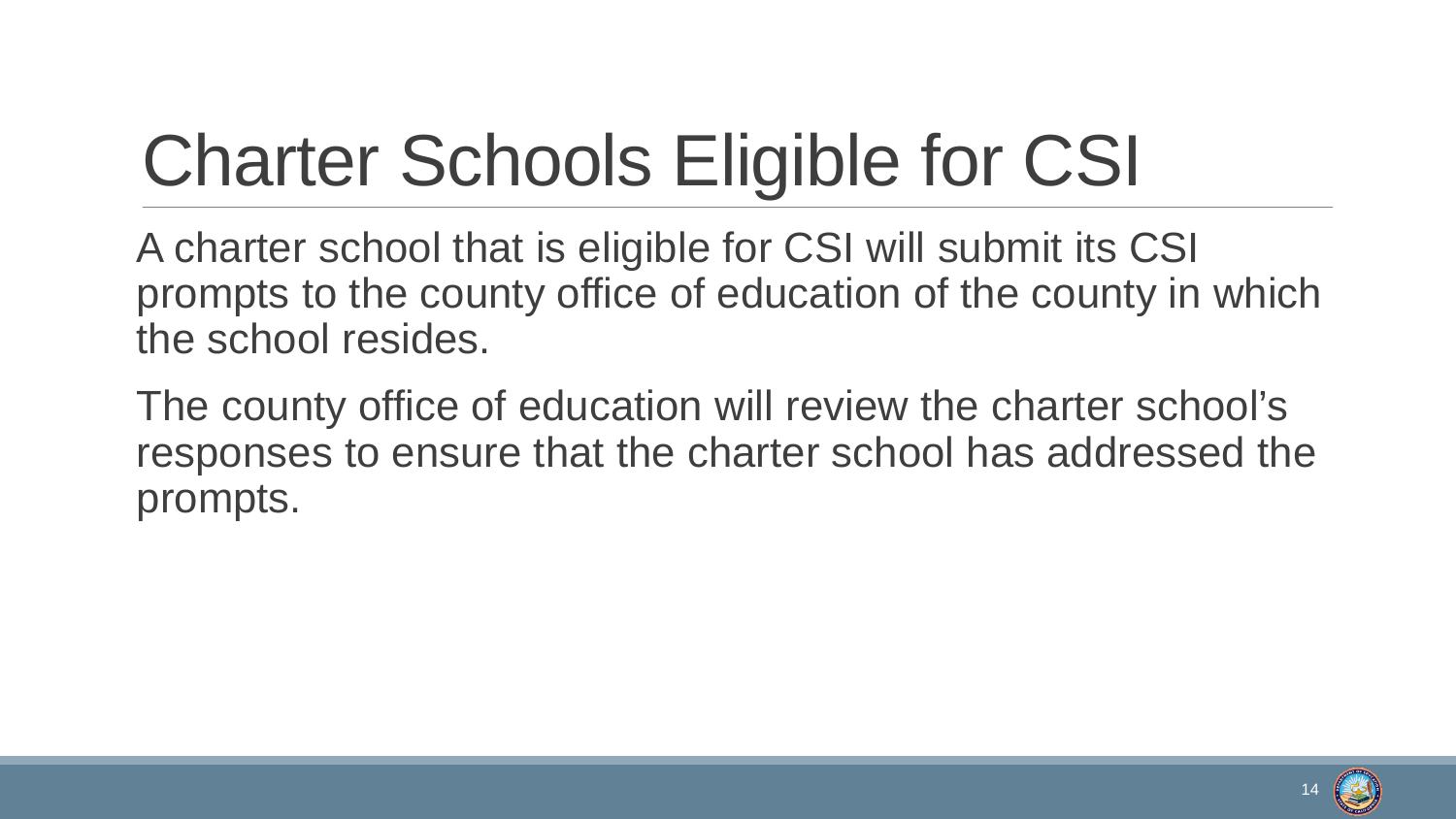# Charter Schools Eligible for CSI

A charter school that is eligible for CSI will submit its CSI prompts to the county office of education of the county in which the school resides.

The county office of education will review the charter school's responses to ensure that the charter school has addressed the prompts.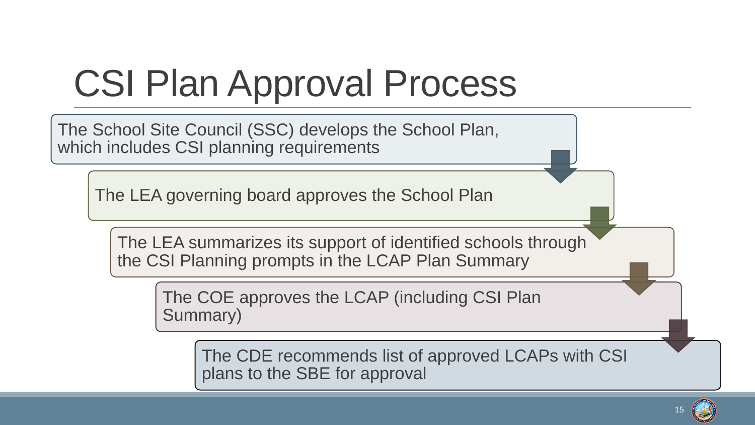# CSI Plan Approval Process

1. The School Site Council (SSC) develops the School Plan, which includes CSI planning requirements
2. The LEA governing board approves the School Plan
3. The LEA summarizes its support of identified schools through the CSI Planning prompts in the LCAP Plan Summary
4. The COE approves the LCAP (including CSI Plan Summary)
5. The CDE recommends list of approved LCAPs with CSI plans to the SBE for approval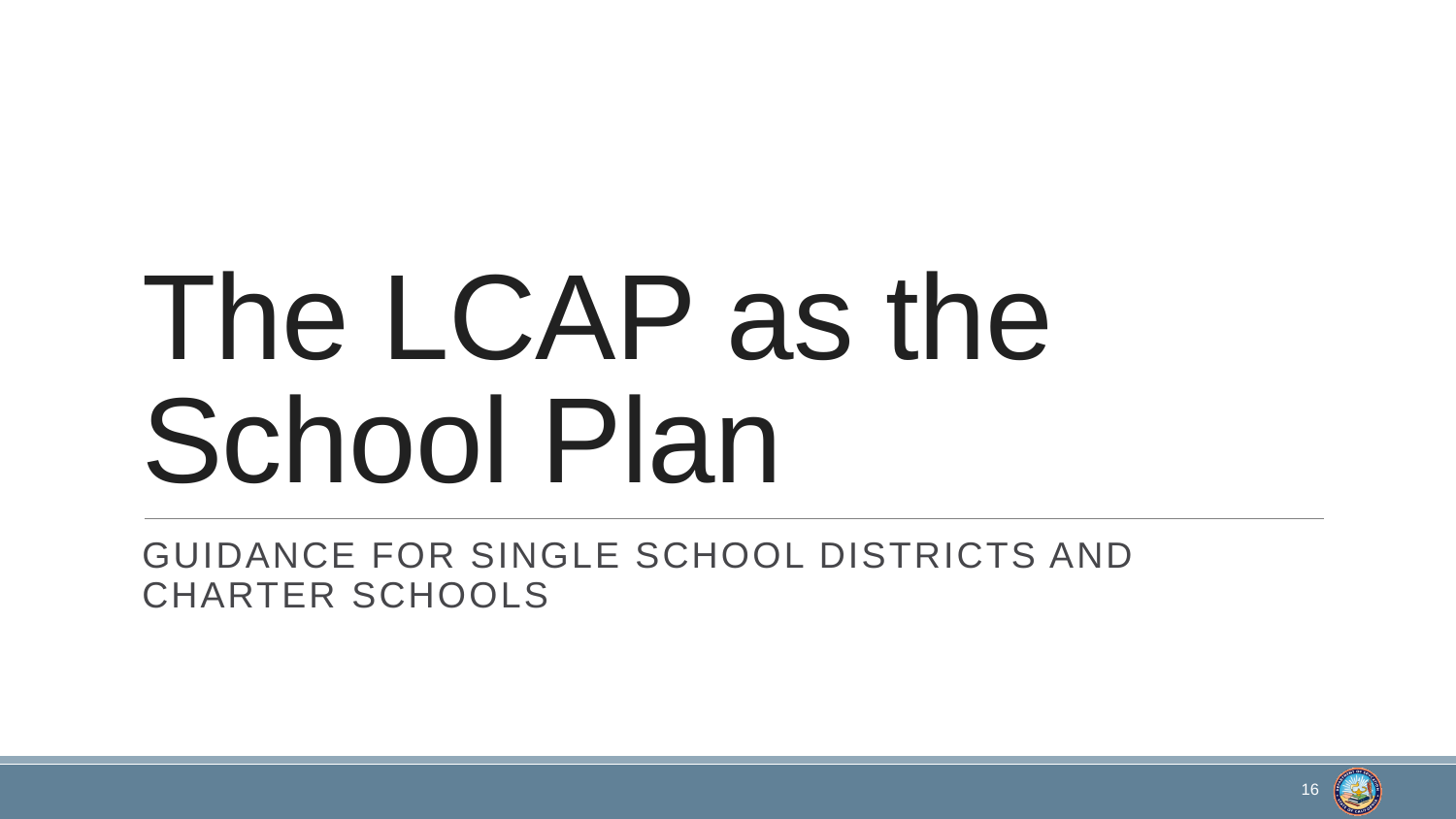# The LCAP as the School Plan

## GUIDANCE FOR SINGLE SCHOOL DISTRICTS AND CHARTER SCHOOLS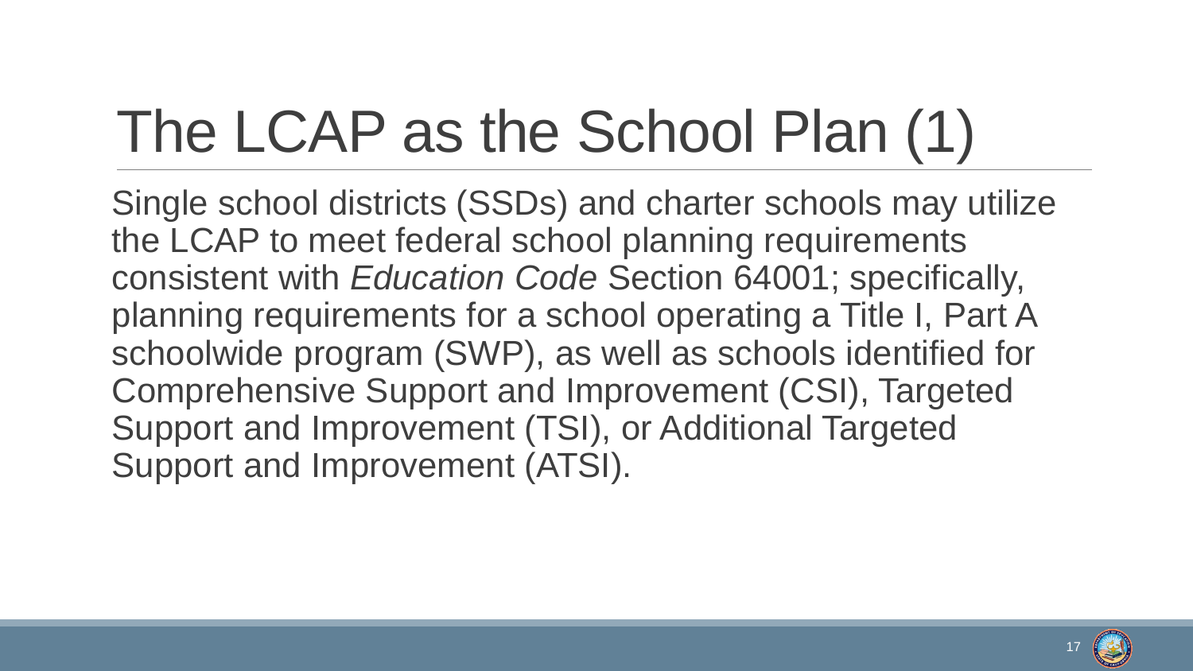# The LCAP as the School Plan (1)

Single school districts (SSDs) and charter schools may utilize the LCAP to meet federal school planning requirements consistent with *Education Code* Section 64001; specifically, planning requirements for a school operating a Title I, Part A schoolwide program (SWP), as well as schools identified for Comprehensive Support and Improvement (CSI), Targeted Support and Improvement (TSI), or Additional Targeted Support and Improvement (ATSI).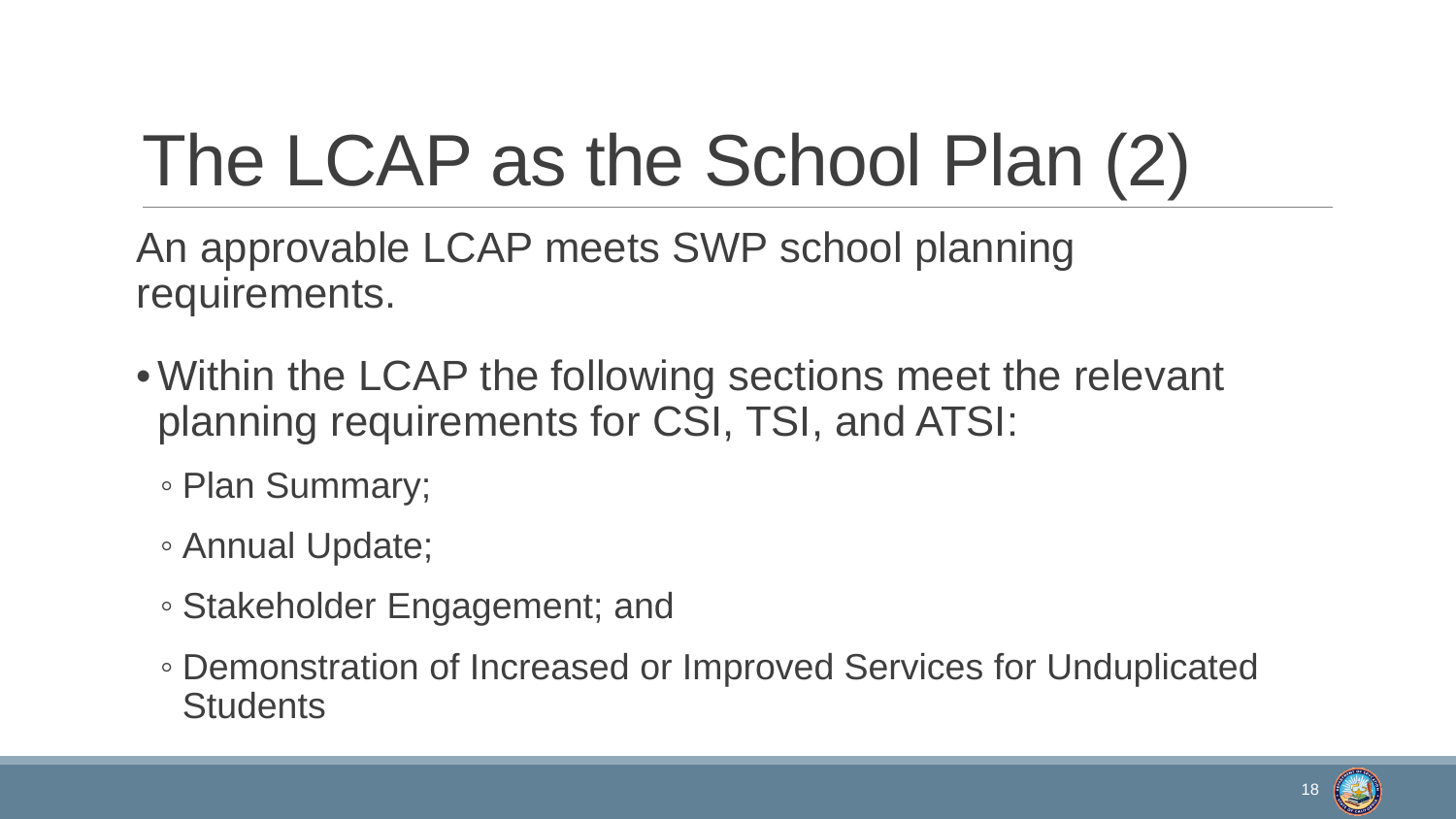# The LCAP as the School Plan (2)

An approvable LCAP meets SWP school planning requirements.

- Within the LCAP the following sections meet the relevant planning requirements for CSI, TSI, and ATSI:
  - Plan Summary;
  - Annual Update;
  - Stakeholder Engagement; and
  - Demonstration of Increased or Improved Services for Unduplicated Students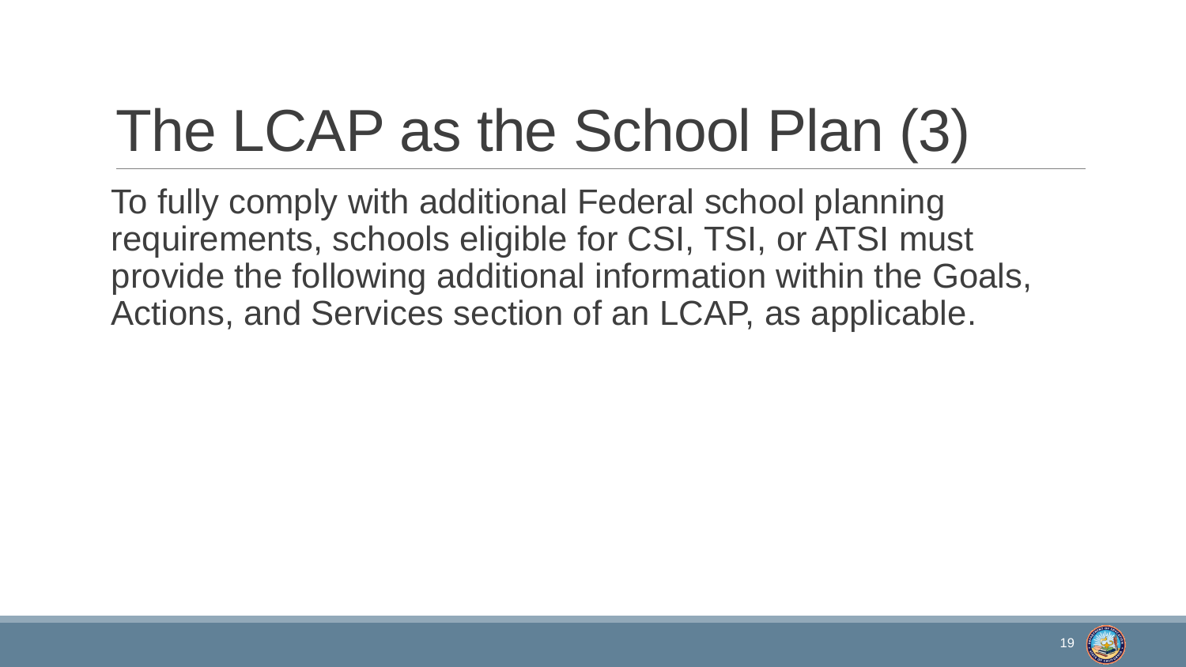# The LCAP as the School Plan (3)

To fully comply with additional Federal school planning requirements, schools eligible for CSI, TSI, or ATSI must provide the following additional information within the Goals, Actions, and Services section of an LCAP, as applicable.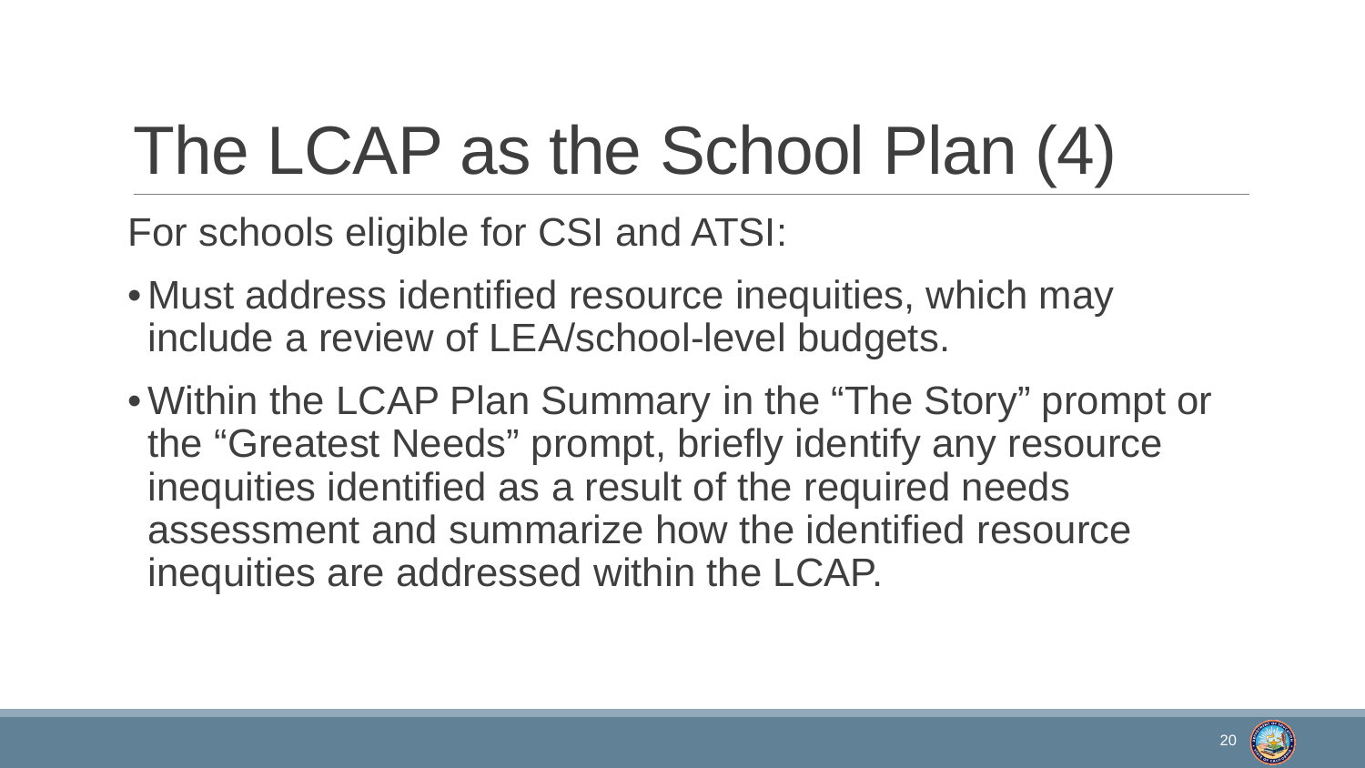# The LCAP as the School Plan (4)

For schools eligible for CSI and ATSI:

- Must address identified resource inequities, which may include a review of LEA/school-level budgets.
- Within the LCAP Plan Summary in the "The Story" prompt or the "Greatest Needs" prompt, briefly identify any resource inequities identified as a result of the required needs assessment and summarize how the identified resource inequities are addressed within the LCAP.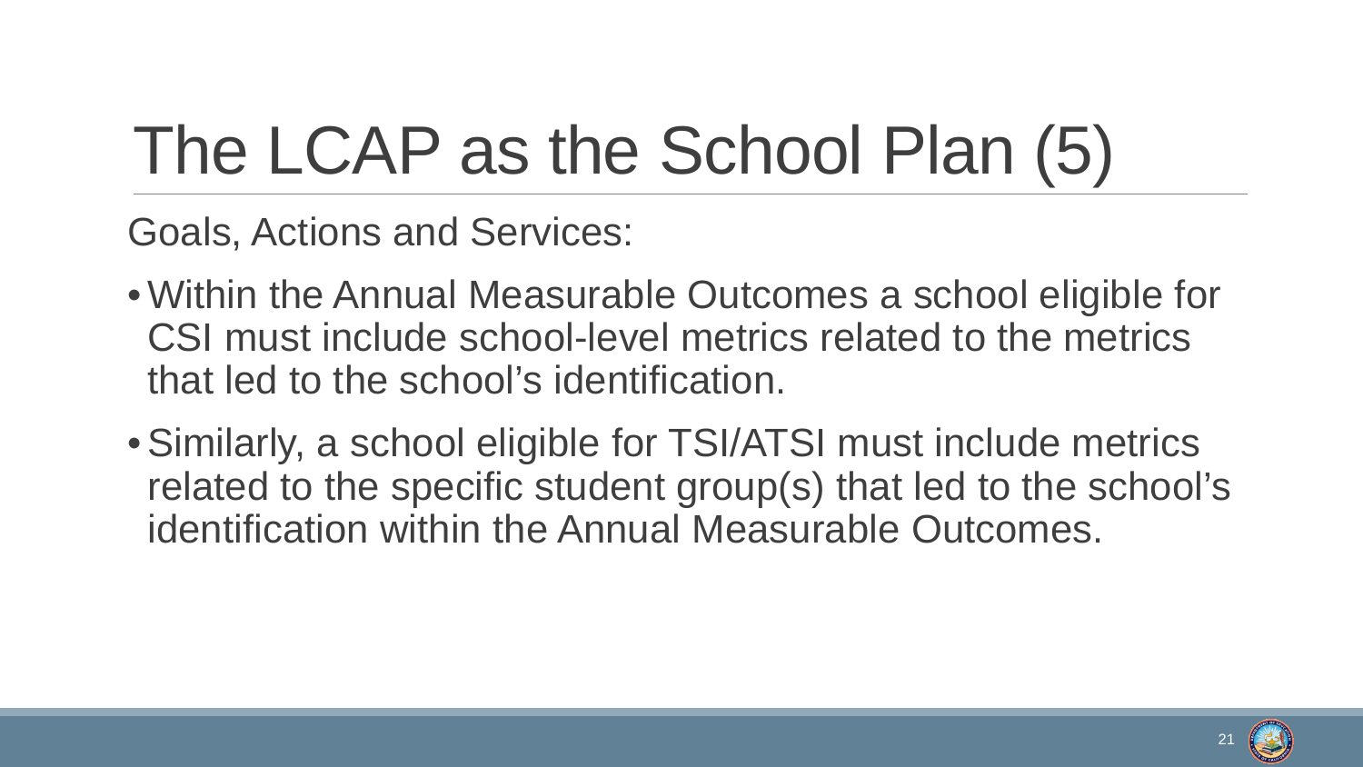# The LCAP as the School Plan (5)

Goals, Actions and Services:

- Within the Annual Measurable Outcomes a school eligible for CSI must include school-level metrics related to the metrics that led to the school's identification.
- Similarly, a school eligible for TSI/ATSI must include metrics related to the specific student group(s) that led to the school's identification within the Annual Measurable Outcomes.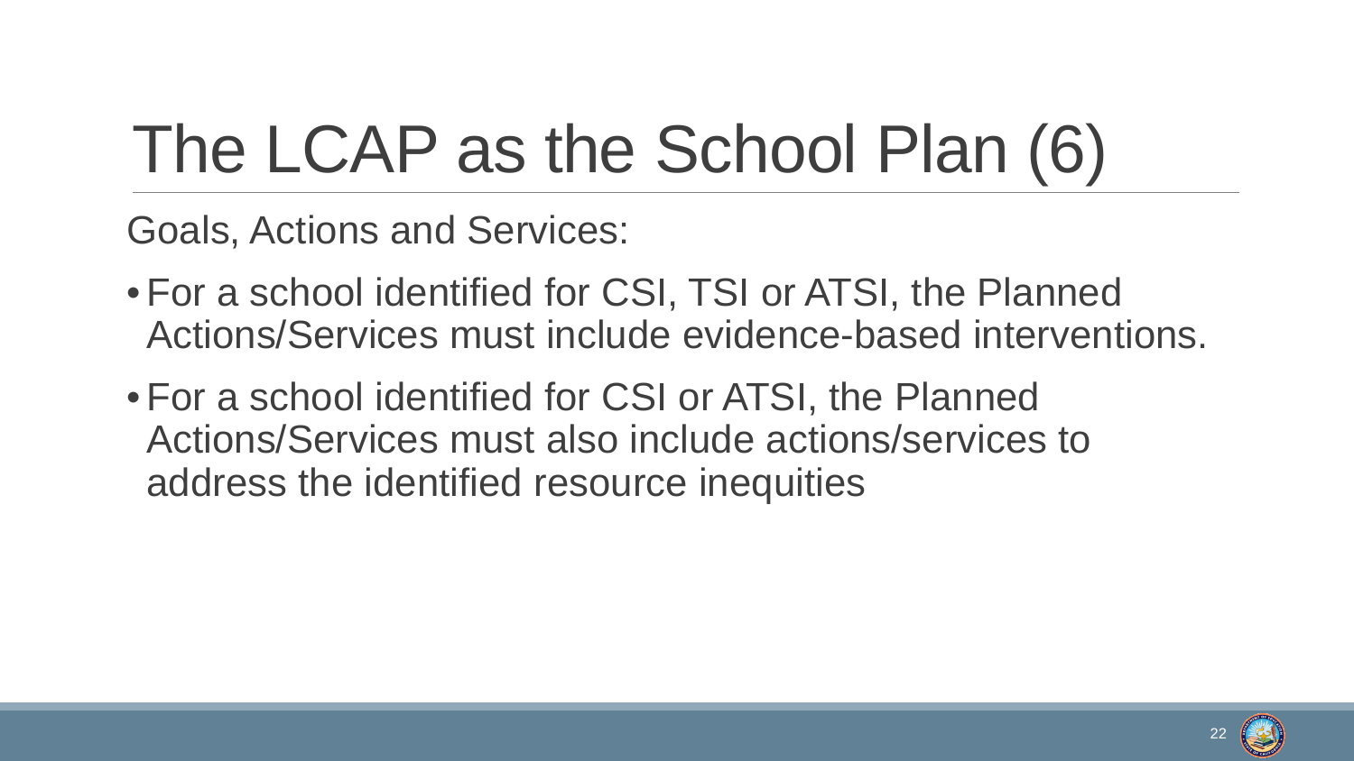# The LCAP as the School Plan (6)

Goals, Actions and Services:

- For a school identified for CSI, TSI or ATSI, the Planned Actions/Services must include evidence-based interventions.
- For a school identified for CSI or ATSI, the Planned Actions/Services must also include actions/services to address the identified resource inequities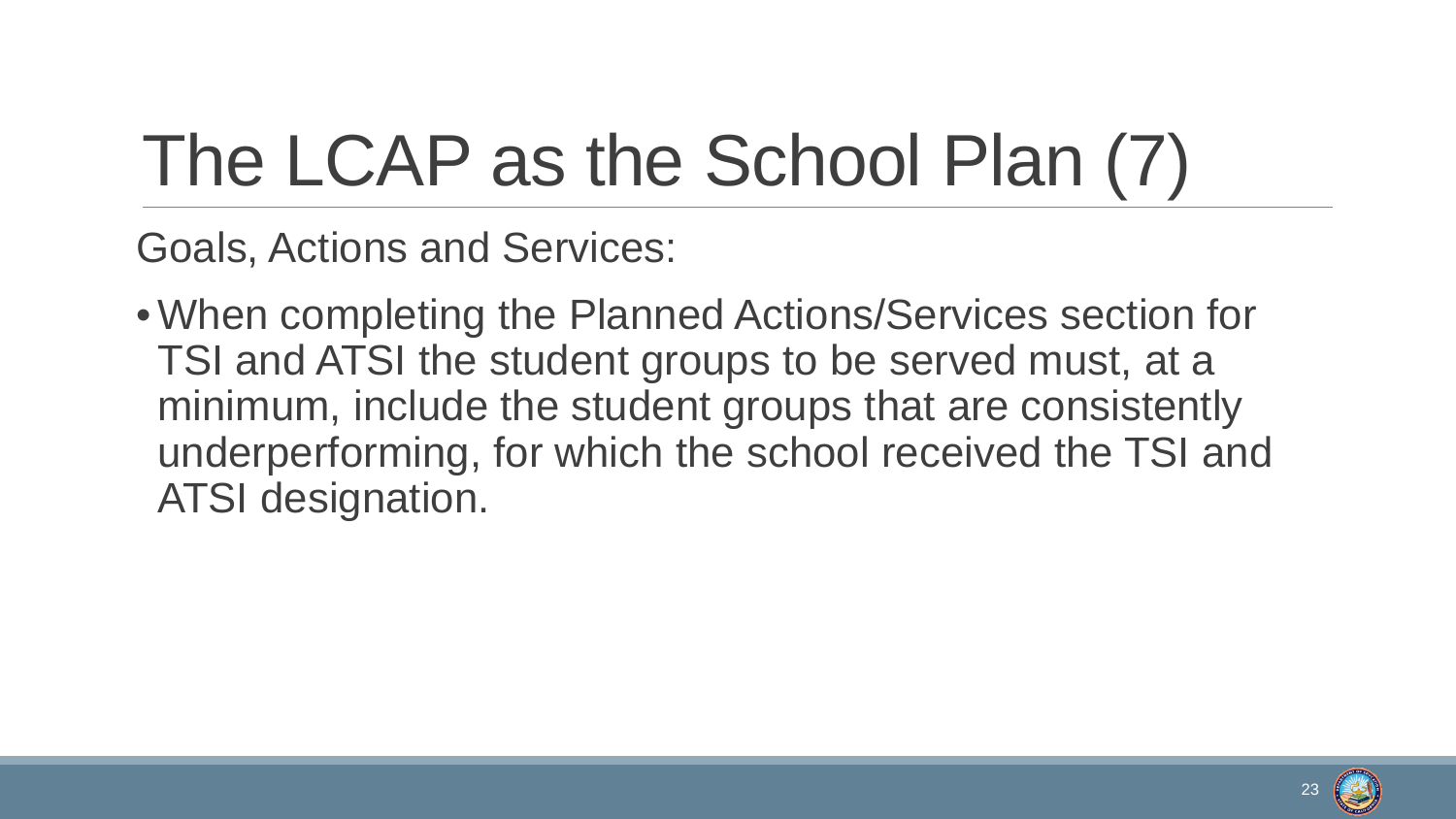# The LCAP as the School Plan (7)

Goals, Actions and Services:

- When completing the Planned Actions/Services section for TSI and ATSI the student groups to be served must, at a minimum, include the student groups that are consistently underperforming, for which the school received the TSI and ATSI designation.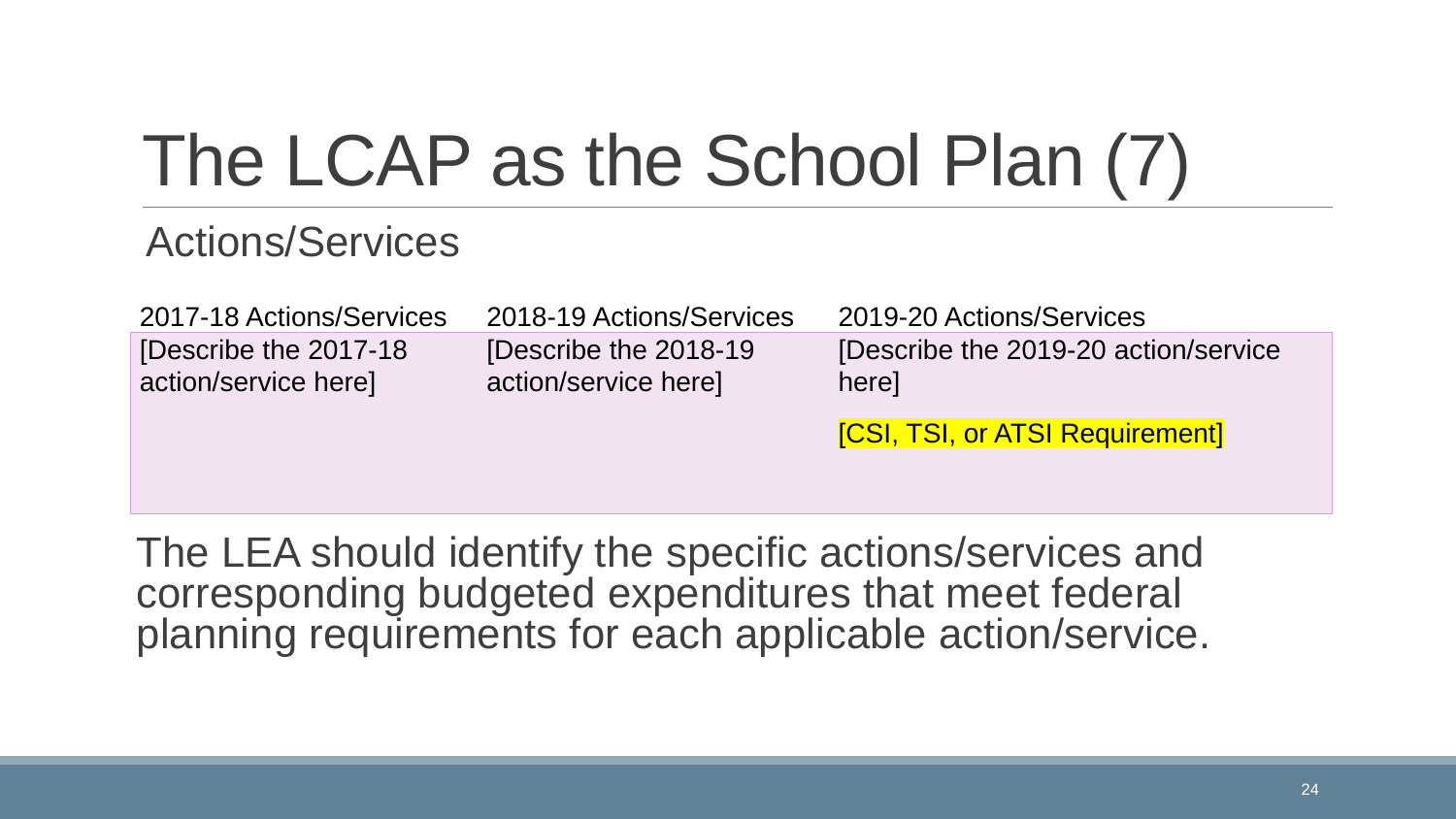# The LCAP as the School Plan (7)

## Actions/Services

| 2017-18 Actions/Services | 2018-19 Actions/Services | 2019-20 Actions/Services |
|---|---|---|
| [Describe the 2017-18 action/service here] | [Describe the 2018-19 action/service here] | [Describe the 2019-20 action/service here] [CSI, TSI, or ATSI Requirement] |

The LEA should identify the specific actions/services and corresponding budgeted expenditures that meet federal planning requirements for each applicable action/service.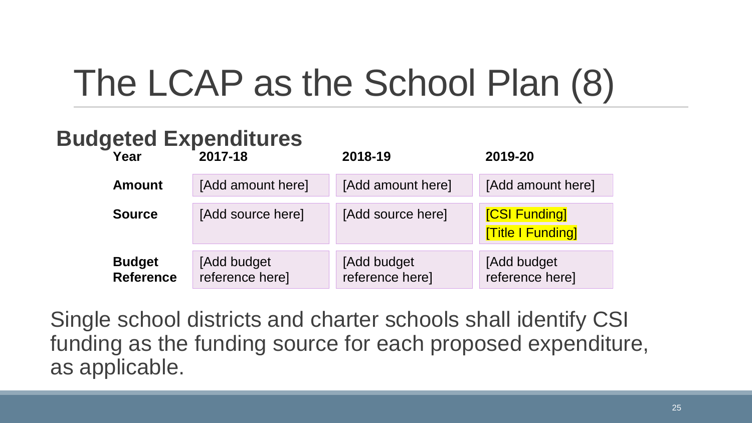# The LCAP as the School Plan (8)

## Budgeted Expenditures

| Year | 2017-18 | 2018-19 | 2019-20 |
|---|---|---|---|
| **Amount** | [Add amount here] | [Add amount here] | [Add amount here] |
| **Source** | [Add source here] | [Add source here] | [CSI Funding] [Title I Funding] |
| **Budget Reference** | [Add budget reference here] | [Add budget reference here] | [Add budget reference here] |

Single school districts and charter schools shall identify CSI funding as the funding source for each proposed expenditure, as applicable.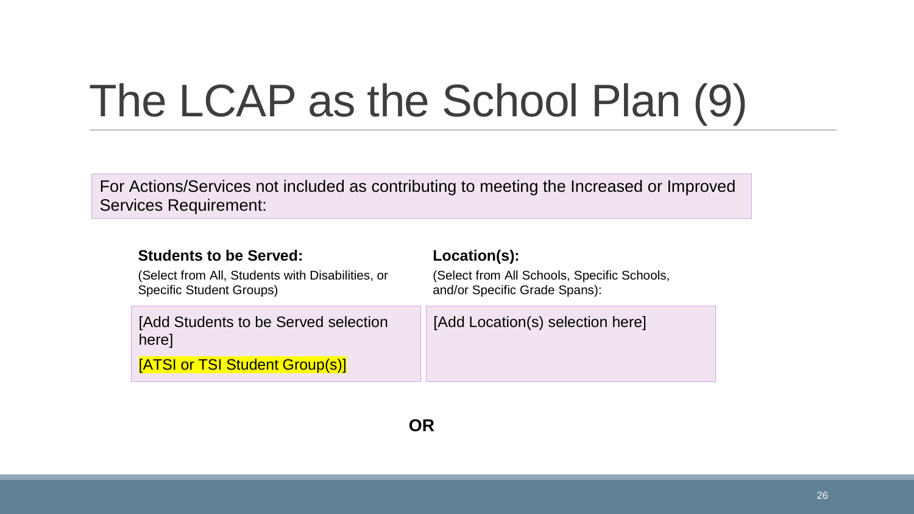# The LCAP as the School Plan (9)

For Actions/Services not included as contributing to meeting the Increased or Improved Services Requirement:

| **Students to be Served:**<br>(Select from All, Students with Disabilities, or Specific Student Groups) | **Location(s):**<br>(Select from All Schools, Specific Schools, and/or Specific Grade Spans): |
|---|---|
| [Add Students to be Served selection here]<br>[ATSI or TSI Student Group(s)] | [Add Location(s) selection here] |

**OR**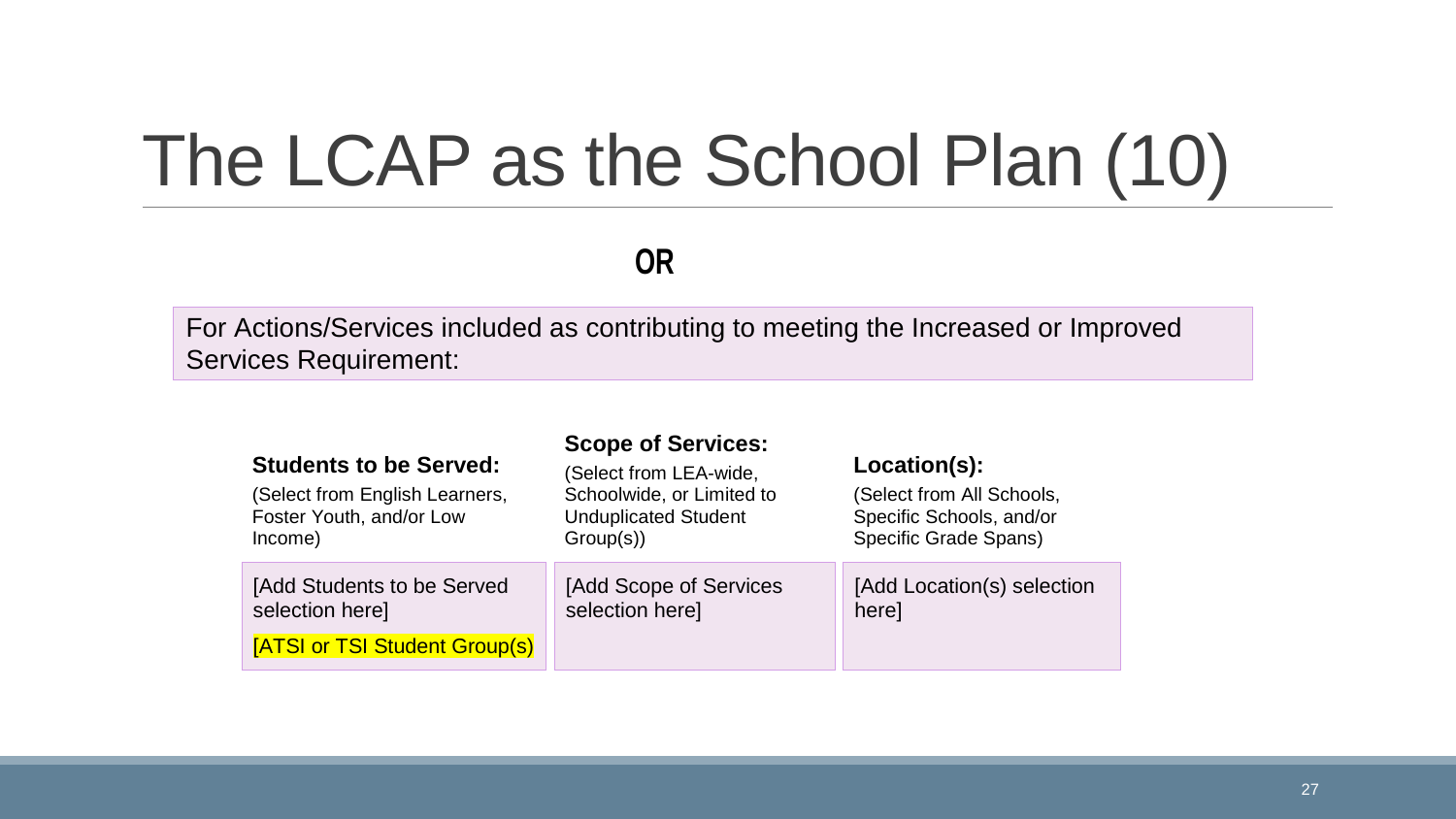# The LCAP as the School Plan (10)

**OR**

For Actions/Services included as contributing to meeting the Increased or Improved Services Requirement:

| **Students to be Served:** (Select from English Learners, Foster Youth, and/or Low Income) | **Scope of Services:** (Select from LEA-wide, Schoolwide, or Limited to Unduplicated Student Group(s)) | **Location(s):** (Select from All Schools, Specific Schools, and/or Specific Grade Spans) |
|---|---|---|
| [Add Students to be Served selection here] [ATSI or TSI Student Group(s) | [Add Scope of Services selection here] | [Add Location(s) selection here] |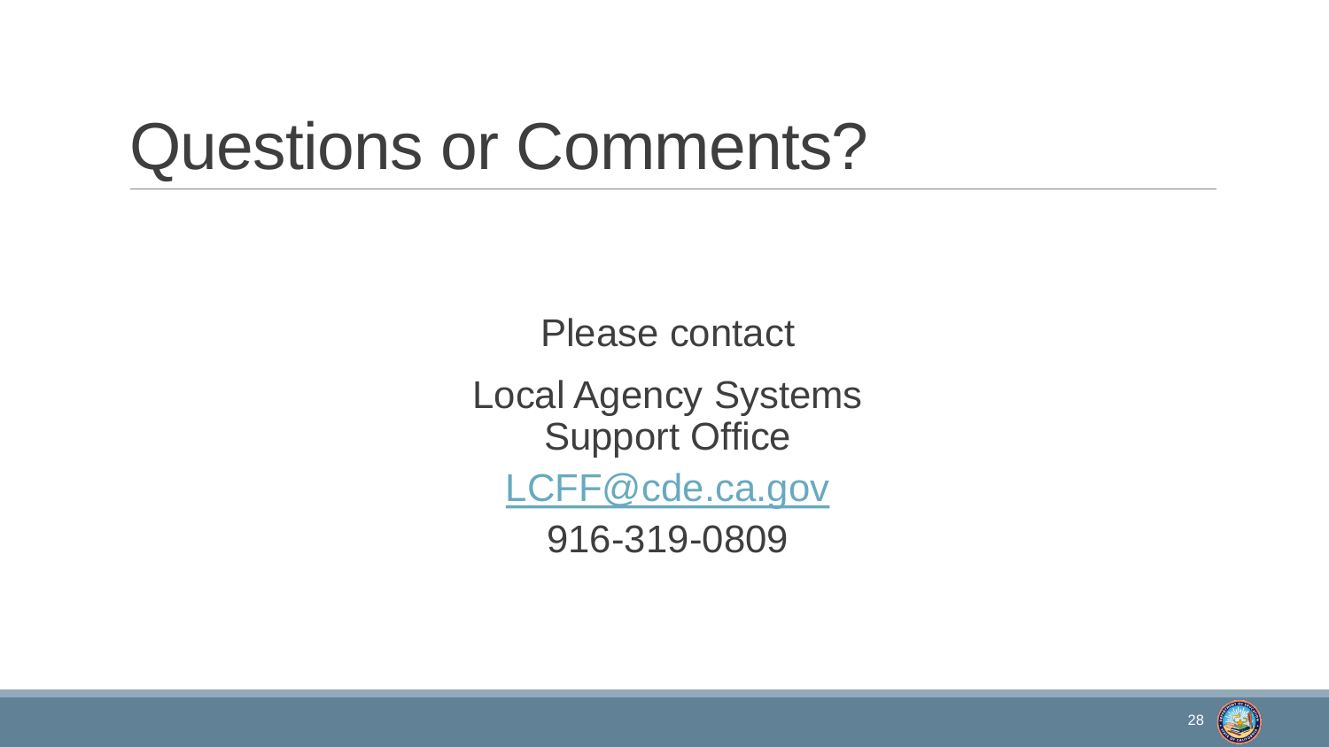# Questions or Comments?

Please contact

Local Agency Systems Support Office

[LCFF@cde.ca.gov](mailto:LCFF@cde.ca.gov)

916-319-0809